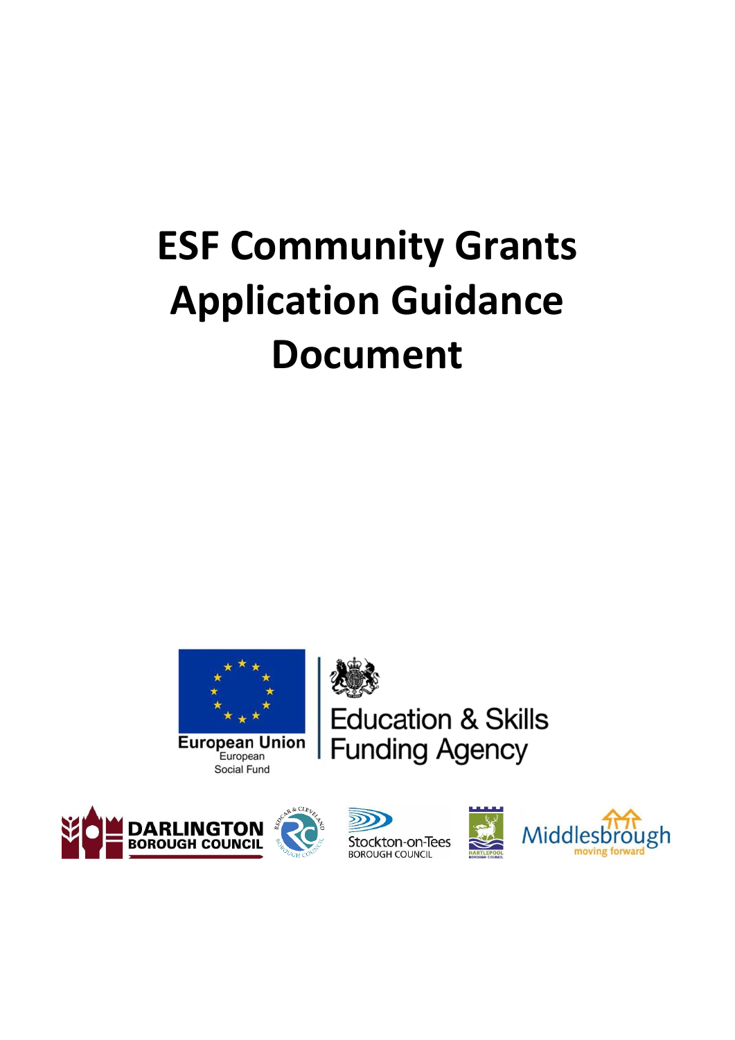# ESF Community Grants Application Guidance Document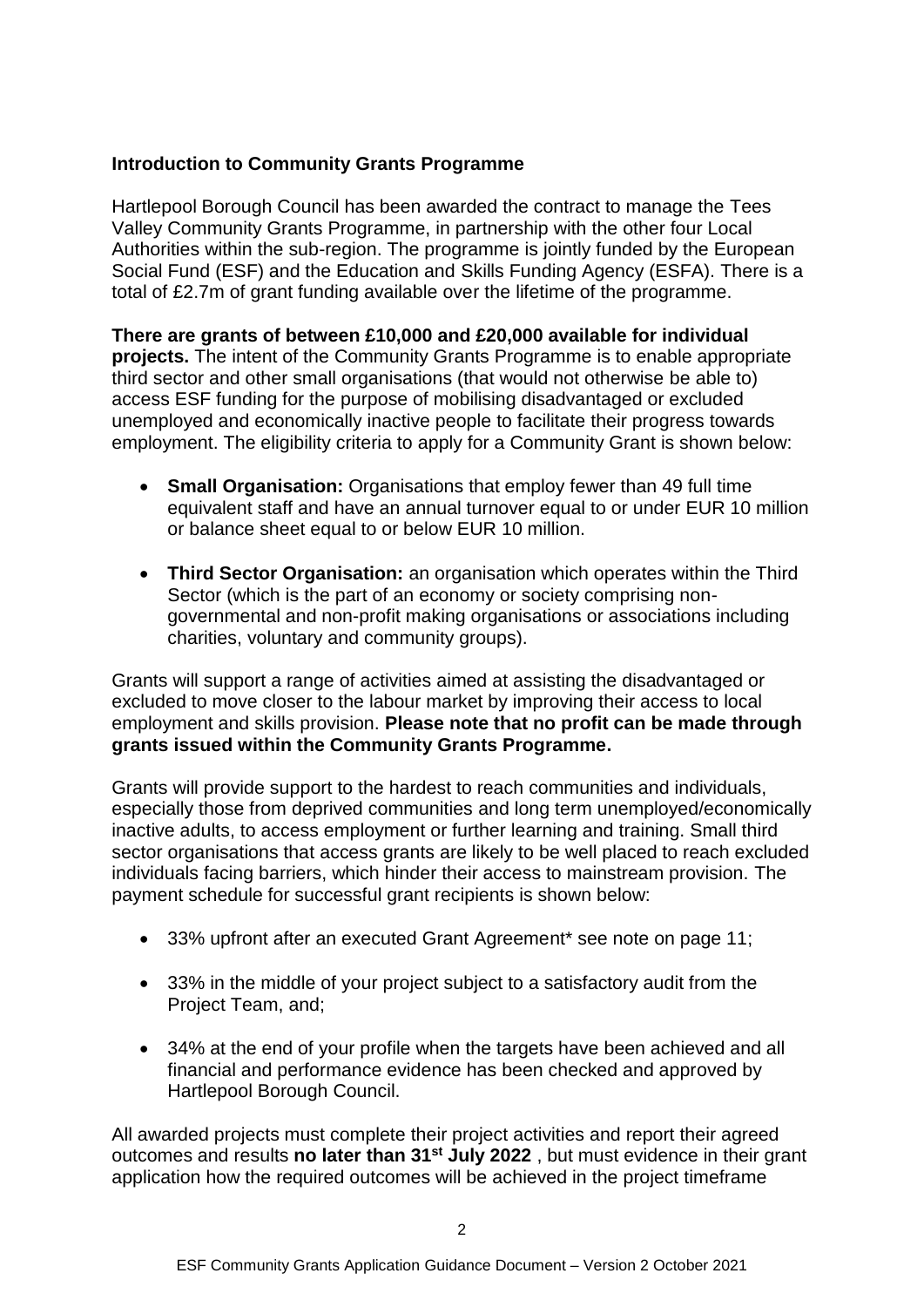**Introduction to Community Grants Programme**

Hartlepool Borough Council has been awarded the contract to manage the Tees Valley Community Grants Programme, in partnership with the other four Local Authorities within the sub-region. The programme is jointly funded by the European Social Fund (ESF) and the Education and Skills Funding Agency (ESFA). There is a total of £2.7m of grant funding available over the lifetime of the programme.

**There are grants of between £10,000 and £20,000 available for individual projects.** The intent of the Community Grants Programme is to enable appropriate third sector and other small organisations (that would not otherwise be able to) access ESF funding for the purpose of mobilising disadvantaged or excluded unemployed and economically inactive people to facilitate their progress towards employment. The eligibility criteria to apply for a Community Grant is shown below:

- **Small Organisation:** Organisations that employ fewer than 49 full time equivalent staff and have an annual turnover equal to or under EUR 10 million or balance sheet equal to or below EUR 10 million.
- **Third Sector Organisation:** an organisation which operates within the Third Sector (which is the part of an economy or society comprising non-governmental and non-profit making organisations or associations including charities, voluntary and community groups).

Grants will support a range of activities aimed at assisting the disadvantaged or excluded to move closer to the labour market by improving their access to local employment and skills provision. **Please note that no profit can be made through grants issued within the Community Grants Programme.**

Grants will provide support to the hardest to reach communities and individuals, especially those from deprived communities and long term unemployed/economically inactive adults, to access employment or further learning and training. Small third sector organisations that access grants are likely to be well placed to reach excluded individuals facing barriers, which hinder their access to mainstream provision. The payment schedule for successful grant recipients is shown below:

- 33% upfront after an executed Grant Agreement* see note on page 11;
- 33% in the middle of your project subject to a satisfactory audit from the Project Team, and;
- 34% at the end of your profile when the targets have been achieved and all financial and performance evidence has been checked and approved by Hartlepool Borough Council.

All awarded projects must complete their project activities and report their agreed outcomes and results **no later than 31st July 2022** , but must evidence in their grant application how the required outcomes will be achieved in the project timeframe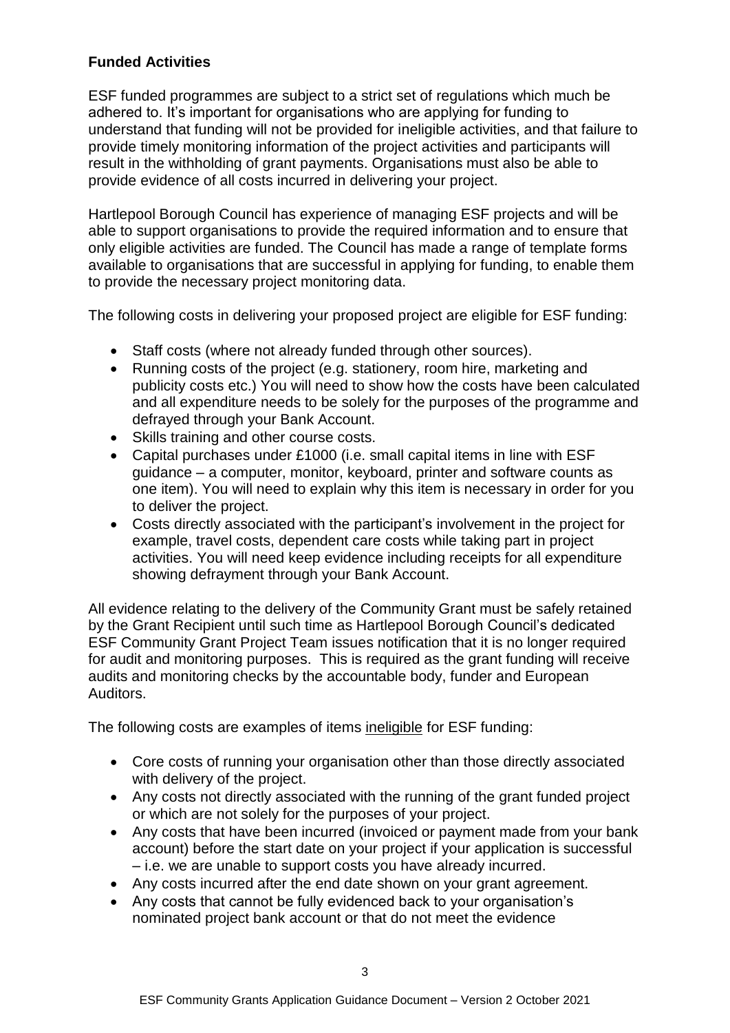**Funded Activities**

ESF funded programmes are subject to a strict set of regulations which much be adhered to. It's important for organisations who are applying for funding to understand that funding will not be provided for ineligible activities, and that failure to provide timely monitoring information of the project activities and participants will result in the withholding of grant payments. Organisations must also be able to provide evidence of all costs incurred in delivering your project.

Hartlepool Borough Council has experience of managing ESF projects and will be able to support organisations to provide the required information and to ensure that only eligible activities are funded. The Council has made a range of template forms available to organisations that are successful in applying for funding, to enable them to provide the necessary project monitoring data.

The following costs in delivering your proposed project are eligible for ESF funding:

- Staff costs (where not already funded through other sources).
- Running costs of the project (e.g. stationery, room hire, marketing and publicity costs etc.) You will need to show how the costs have been calculated and all expenditure needs to be solely for the purposes of the programme and defrayed through your Bank Account.
- Skills training and other course costs.
- Capital purchases under £1000 (i.e. small capital items in line with ESF guidance – a computer, monitor, keyboard, printer and software counts as one item). You will need to explain why this item is necessary in order for you to deliver the project.
- Costs directly associated with the participant's involvement in the project for example, travel costs, dependent care costs while taking part in project activities. You will need keep evidence including receipts for all expenditure showing defrayment through your Bank Account.

All evidence relating to the delivery of the Community Grant must be safely retained by the Grant Recipient until such time as Hartlepool Borough Council's dedicated ESF Community Grant Project Team issues notification that it is no longer required for audit and monitoring purposes. This is required as the grant funding will receive audits and monitoring checks by the accountable body, funder and European Auditors.

The following costs are examples of items ineligible for ESF funding:

- Core costs of running your organisation other than those directly associated with delivery of the project.
- Any costs not directly associated with the running of the grant funded project or which are not solely for the purposes of your project.
- Any costs that have been incurred (invoiced or payment made from your bank account) before the start date on your project if your application is successful – i.e. we are unable to support costs you have already incurred.
- Any costs incurred after the end date shown on your grant agreement.
- Any costs that cannot be fully evidenced back to your organisation's nominated project bank account or that do not meet the evidence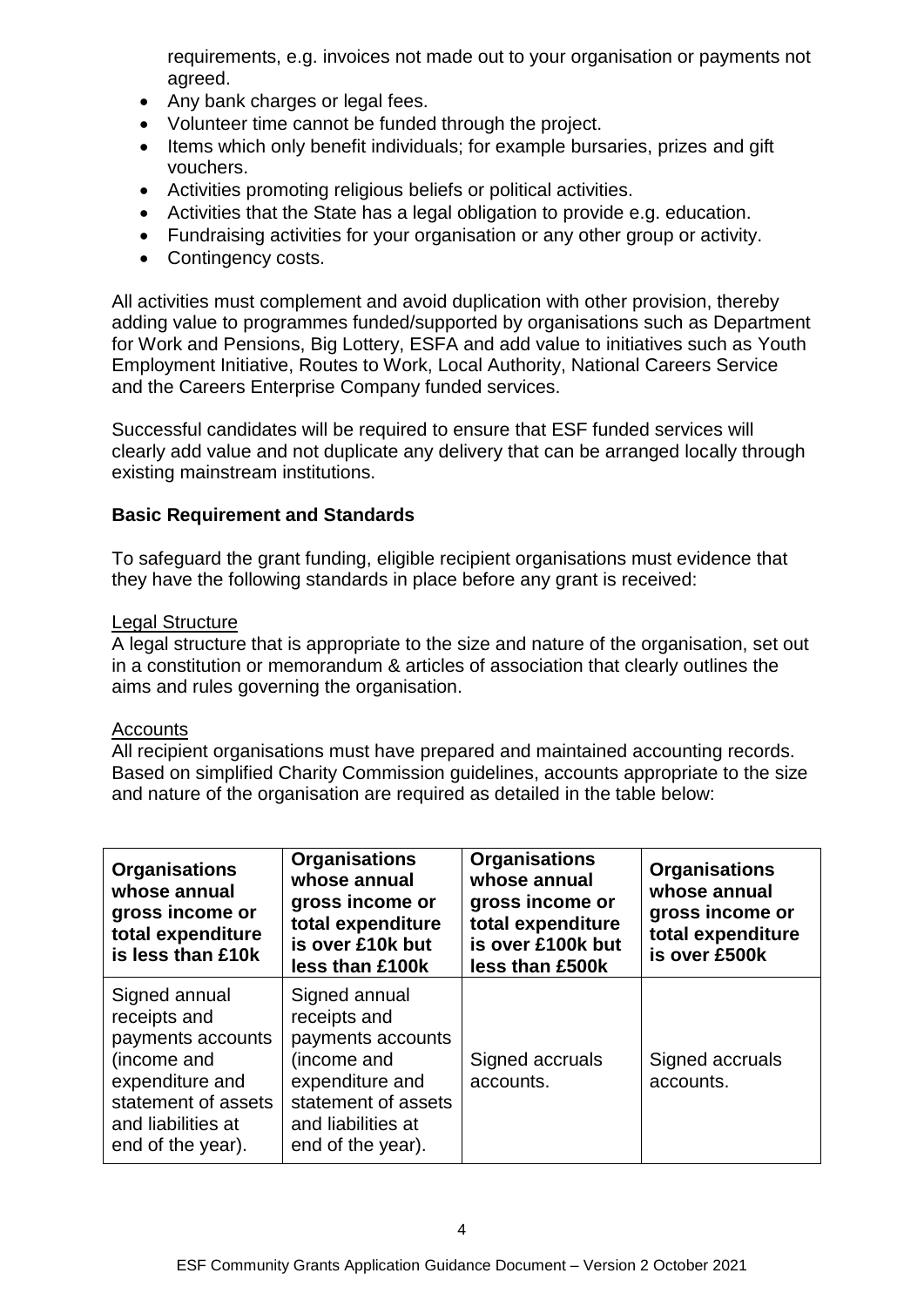requirements, e.g. invoices not made out to your organisation or payments not agreed.

- Any bank charges or legal fees.
- Volunteer time cannot be funded through the project.
- Items which only benefit individuals; for example bursaries, prizes and gift vouchers.
- Activities promoting religious beliefs or political activities.
- Activities that the State has a legal obligation to provide e.g. education.
- Fundraising activities for your organisation or any other group or activity.
- Contingency costs.

All activities must complement and avoid duplication with other provision, thereby adding value to programmes funded/supported by organisations such as Department for Work and Pensions, Big Lottery, ESFA and add value to initiatives such as Youth Employment Initiative, Routes to Work, Local Authority, National Careers Service and the Careers Enterprise Company funded services.

Successful candidates will be required to ensure that ESF funded services will clearly add value and not duplicate any delivery that can be arranged locally through existing mainstream institutions.

**Basic Requirement and Standards**

To safeguard the grant funding, eligible recipient organisations must evidence that they have the following standards in place before any grant is received:

Legal Structure

A legal structure that is appropriate to the size and nature of the organisation, set out in a constitution or memorandum & articles of association that clearly outlines the aims and rules governing the organisation.

Accounts

All recipient organisations must have prepared and maintained accounting records. Based on simplified Charity Commission guidelines, accounts appropriate to the size and nature of the organisation are required as detailed in the table below:

| Organisations whose annual gross income or total expenditure is less than £10k | Organisations whose annual gross income or total expenditure is over £10k but less than £100k | Organisations whose annual gross income or total expenditure is over £100k but less than £500k | Organisations whose annual gross income or total expenditure is over £500k |
|---|---|---|---|
| Signed annual receipts and payments accounts (income and expenditure and statement of assets and liabilities at end of the year). | Signed annual receipts and payments accounts (income and expenditure and statement of assets and liabilities at end of the year). | Signed accruals accounts. | Signed accruals accounts. |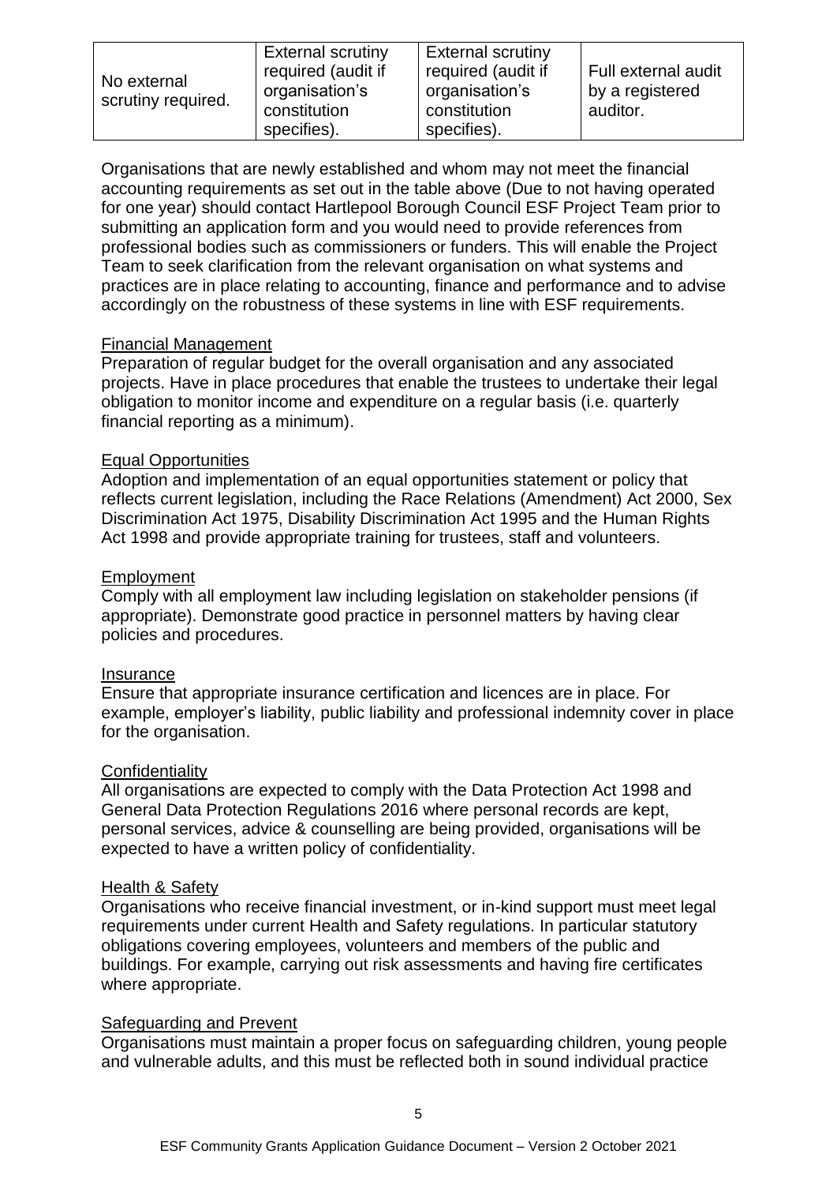| No external scrutiny required. | External scrutiny required (audit if organisation's constitution specifies). | External scrutiny required (audit if organisation's constitution specifies). | Full external audit by a registered auditor. |
|---|---|---|---|

Organisations that are newly established and whom may not meet the financial accounting requirements as set out in the table above (Due to not having operated for one year) should contact Hartlepool Borough Council ESF Project Team prior to submitting an application form and you would need to provide references from professional bodies such as commissioners or funders. This will enable the Project Team to seek clarification from the relevant organisation on what systems and practices are in place relating to accounting, finance and performance and to advise accordingly on the robustness of these systems in line with ESF requirements.

Financial Management

Preparation of regular budget for the overall organisation and any associated projects. Have in place procedures that enable the trustees to undertake their legal obligation to monitor income and expenditure on a regular basis (i.e. quarterly financial reporting as a minimum).

Equal Opportunities

Adoption and implementation of an equal opportunities statement or policy that reflects current legislation, including the Race Relations (Amendment) Act 2000, Sex Discrimination Act 1975, Disability Discrimination Act 1995 and the Human Rights Act 1998 and provide appropriate training for trustees, staff and volunteers.

Employment

Comply with all employment law including legislation on stakeholder pensions (if appropriate). Demonstrate good practice in personnel matters by having clear policies and procedures.

Insurance

Ensure that appropriate insurance certification and licences are in place. For example, employer's liability, public liability and professional indemnity cover in place for the organisation.

Confidentiality

All organisations are expected to comply with the Data Protection Act 1998 and General Data Protection Regulations 2016 where personal records are kept, personal services, advice & counselling are being provided, organisations will be expected to have a written policy of confidentiality.

Health & Safety

Organisations who receive financial investment, or in-kind support must meet legal requirements under current Health and Safety regulations. In particular statutory obligations covering employees, volunteers and members of the public and buildings. For example, carrying out risk assessments and having fire certificates where appropriate.

Safeguarding and Prevent

Organisations must maintain a proper focus on safeguarding children, young people and vulnerable adults, and this must be reflected both in sound individual practice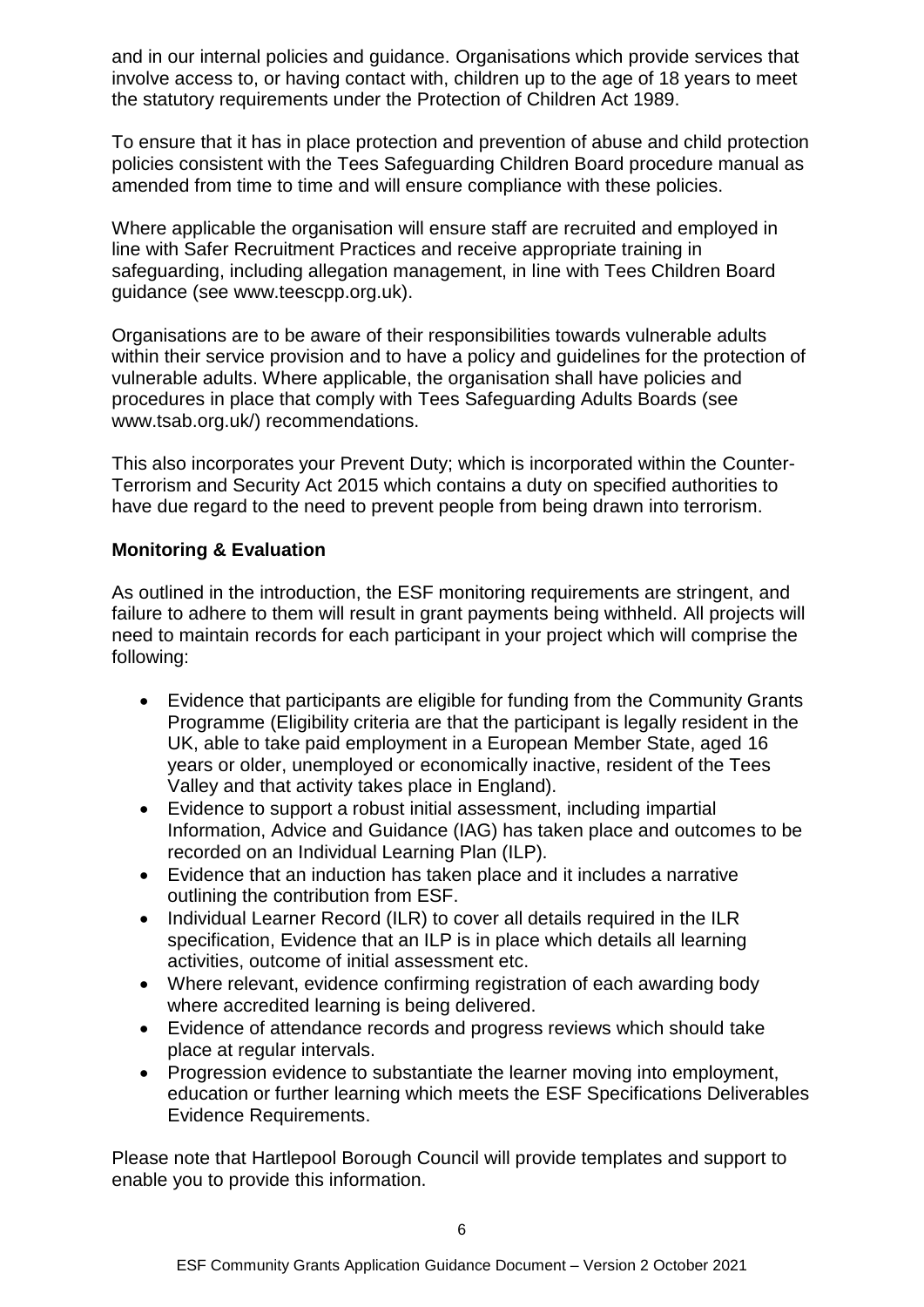and in our internal policies and guidance. Organisations which provide services that involve access to, or having contact with, children up to the age of 18 years to meet the statutory requirements under the Protection of Children Act 1989.

To ensure that it has in place protection and prevention of abuse and child protection policies consistent with the Tees Safeguarding Children Board procedure manual as amended from time to time and will ensure compliance with these policies.

Where applicable the organisation will ensure staff are recruited and employed in line with Safer Recruitment Practices and receive appropriate training in safeguarding, including allegation management, in line with Tees Children Board guidance (see www.teescpp.org.uk).

Organisations are to be aware of their responsibilities towards vulnerable adults within their service provision and to have a policy and guidelines for the protection of vulnerable adults. Where applicable, the organisation shall have policies and procedures in place that comply with Tees Safeguarding Adults Boards (see www.tsab.org.uk/) recommendations.

This also incorporates your Prevent Duty; which is incorporated within the Counter-Terrorism and Security Act 2015 which contains a duty on specified authorities to have due regard to the need to prevent people from being drawn into terrorism.

**Monitoring & Evaluation**

As outlined in the introduction, the ESF monitoring requirements are stringent, and failure to adhere to them will result in grant payments being withheld. All projects will need to maintain records for each participant in your project which will comprise the following:

- Evidence that participants are eligible for funding from the Community Grants Programme (Eligibility criteria are that the participant is legally resident in the UK, able to take paid employment in a European Member State, aged 16 years or older, unemployed or economically inactive, resident of the Tees Valley and that activity takes place in England).
- Evidence to support a robust initial assessment, including impartial Information, Advice and Guidance (IAG) has taken place and outcomes to be recorded on an Individual Learning Plan (ILP).
- Evidence that an induction has taken place and it includes a narrative outlining the contribution from ESF.
- Individual Learner Record (ILR) to cover all details required in the ILR specification, Evidence that an ILP is in place which details all learning activities, outcome of initial assessment etc.
- Where relevant, evidence confirming registration of each awarding body where accredited learning is being delivered.
- Evidence of attendance records and progress reviews which should take place at regular intervals.
- Progression evidence to substantiate the learner moving into employment, education or further learning which meets the ESF Specifications Deliverables Evidence Requirements.

Please note that Hartlepool Borough Council will provide templates and support to enable you to provide this information.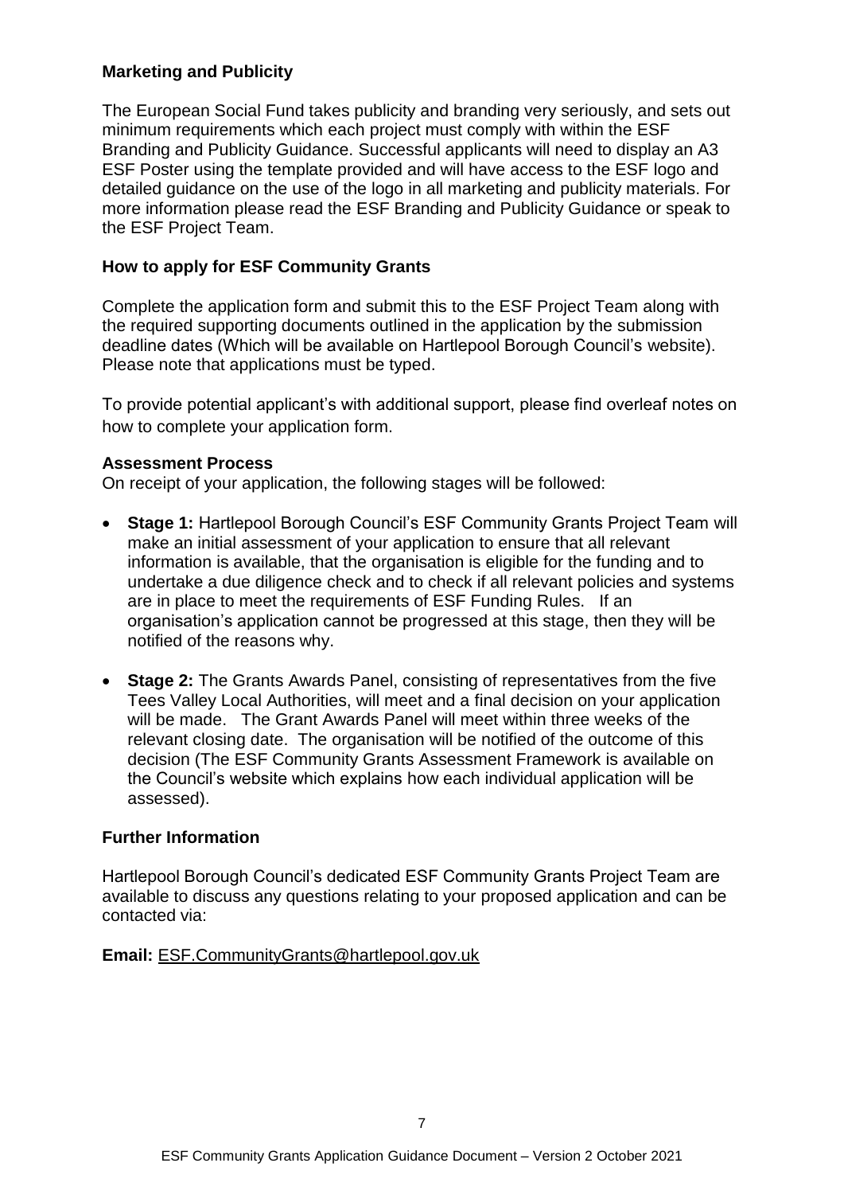## Marketing and Publicity

The European Social Fund takes publicity and branding very seriously, and sets out minimum requirements which each project must comply with within the ESF Branding and Publicity Guidance. Successful applicants will need to display an A3 ESF Poster using the template provided and will have access to the ESF logo and detailed guidance on the use of the logo in all marketing and publicity materials. For more information please read the ESF Branding and Publicity Guidance or speak to the ESF Project Team.

## How to apply for ESF Community Grants

Complete the application form and submit this to the ESF Project Team along with the required supporting documents outlined in the application by the submission deadline dates (Which will be available on Hartlepool Borough Council's website). Please note that applications must be typed.

To provide potential applicant's with additional support, please find overleaf notes on how to complete your application form.

### Assessment Process

On receipt of your application, the following stages will be followed:

- **Stage 1:** Hartlepool Borough Council's ESF Community Grants Project Team will make an initial assessment of your application to ensure that all relevant information is available, that the organisation is eligible for the funding and to undertake a due diligence check and to check if all relevant policies and systems are in place to meet the requirements of ESF Funding Rules. If an organisation's application cannot be progressed at this stage, then they will be notified of the reasons why.

- **Stage 2:** The Grants Awards Panel, consisting of representatives from the five Tees Valley Local Authorities, will meet and a final decision on your application will be made. The Grant Awards Panel will meet within three weeks of the relevant closing date. The organisation will be notified of the outcome of this decision (The ESF Community Grants Assessment Framework is available on the Council's website which explains how each individual application will be assessed).

## Further Information

Hartlepool Borough Council's dedicated ESF Community Grants Project Team are available to discuss any questions relating to your proposed application and can be contacted via:

**Email:** ESF.CommunityGrants@hartlepool.gov.uk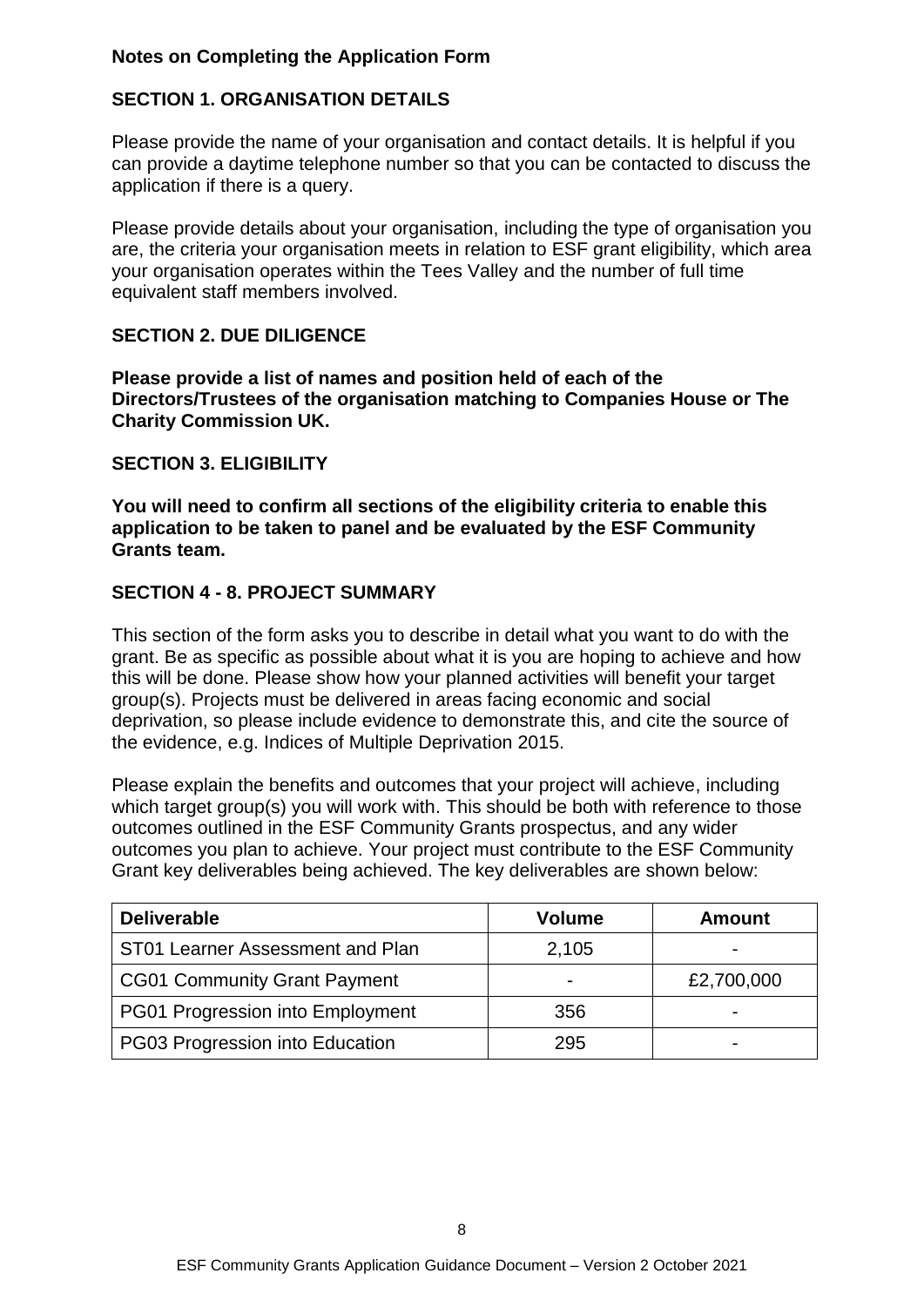**Notes on Completing the Application Form**

**SECTION 1. ORGANISATION DETAILS**

Please provide the name of your organisation and contact details. It is helpful if you can provide a daytime telephone number so that you can be contacted to discuss the application if there is a query.

Please provide details about your organisation, including the type of organisation you are, the criteria your organisation meets in relation to ESF grant eligibility, which area your organisation operates within the Tees Valley and the number of full time equivalent staff members involved.

**SECTION 2. DUE DILIGENCE**

**Please provide a list of names and position held of each of the Directors/Trustees of the organisation matching to Companies House or The Charity Commission UK.**

**SECTION 3. ELIGIBILITY**

**You will need to confirm all sections of the eligibility criteria to enable this application to be taken to panel and be evaluated by the ESF Community Grants team.**

**SECTION 4 - 8. PROJECT SUMMARY**

This section of the form asks you to describe in detail what you want to do with the grant. Be as specific as possible about what it is you are hoping to achieve and how this will be done. Please show how your planned activities will benefit your target group(s). Projects must be delivered in areas facing economic and social deprivation, so please include evidence to demonstrate this, and cite the source of the evidence, e.g. Indices of Multiple Deprivation 2015.

Please explain the benefits and outcomes that your project will achieve, including which target group(s) you will work with. This should be both with reference to those outcomes outlined in the ESF Community Grants prospectus, and any wider outcomes you plan to achieve. Your project must contribute to the ESF Community Grant key deliverables being achieved. The key deliverables are shown below:

| Deliverable | Volume | Amount |
|---|---|---|
| ST01 Learner Assessment and Plan | 2,105 | - |
| CG01 Community Grant Payment | - | £2,700,000 |
| PG01 Progression into Employment | 356 | - |
| PG03 Progression into Education | 295 | - |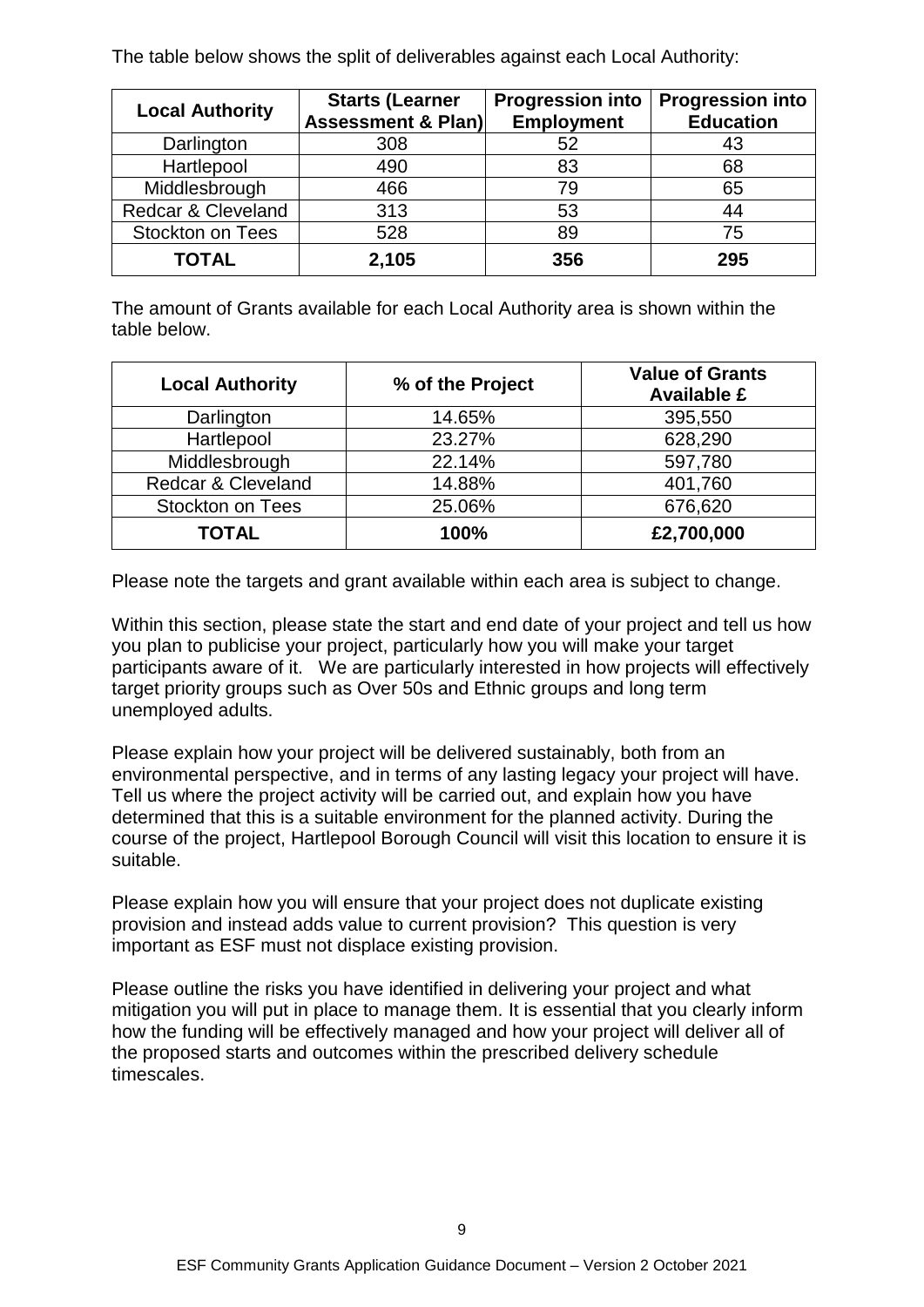The table below shows the split of deliverables against each Local Authority:

| Local Authority | Starts (Learner Assessment & Plan) | Progression into Employment | Progression into Education |
|---|---|---|---|
| Darlington | 308 | 52 | 43 |
| Hartlepool | 490 | 83 | 68 |
| Middlesbrough | 466 | 79 | 65 |
| Redcar & Cleveland | 313 | 53 | 44 |
| Stockton on Tees | 528 | 89 | 75 |
| **TOTAL** | **2,105** | **356** | **295** |

The amount of Grants available for each Local Authority area is shown within the table below.

| Local Authority | % of the Project | Value of Grants Available £ |
|---|---|---|
| Darlington | 14.65% | 395,550 |
| Hartlepool | 23.27% | 628,290 |
| Middlesbrough | 22.14% | 597,780 |
| Redcar & Cleveland | 14.88% | 401,760 |
| Stockton on Tees | 25.06% | 676,620 |
| **TOTAL** | **100%** | **£2,700,000** |

Please note the targets and grant available within each area is subject to change.

Within this section, please state the start and end date of your project and tell us how you plan to publicise your project, particularly how you will make your target participants aware of it. We are particularly interested in how projects will effectively target priority groups such as Over 50s and Ethnic groups and long term unemployed adults.

Please explain how your project will be delivered sustainably, both from an environmental perspective, and in terms of any lasting legacy your project will have. Tell us where the project activity will be carried out, and explain how you have determined that this is a suitable environment for the planned activity. During the course of the project, Hartlepool Borough Council will visit this location to ensure it is suitable.

Please explain how you will ensure that your project does not duplicate existing provision and instead adds value to current provision? This question is very important as ESF must not displace existing provision.

Please outline the risks you have identified in delivering your project and what mitigation you will put in place to manage them. It is essential that you clearly inform how the funding will be effectively managed and how your project will deliver all of the proposed starts and outcomes within the prescribed delivery schedule timescales.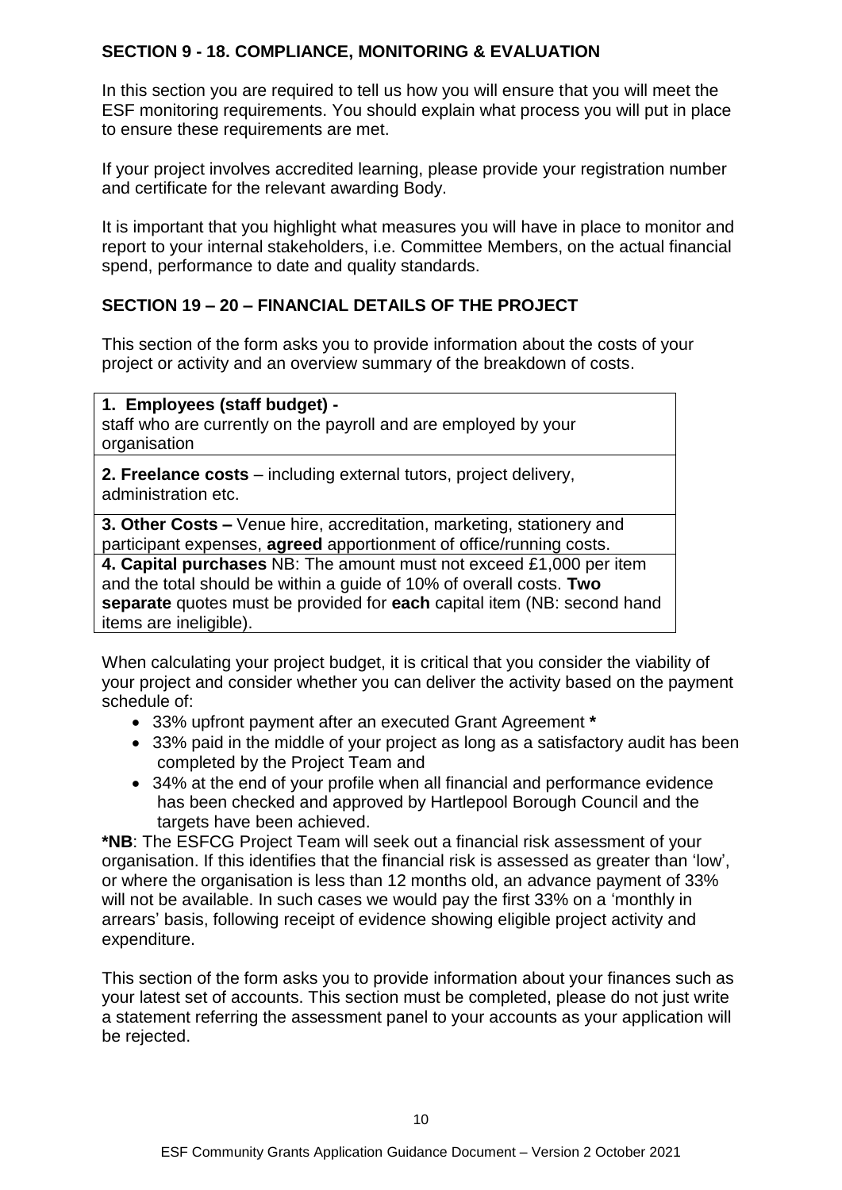**SECTION 9 - 18. COMPLIANCE, MONITORING & EVALUATION**

In this section you are required to tell us how you will ensure that you will meet the ESF monitoring requirements. You should explain what process you will put in place to ensure these requirements are met.

If your project involves accredited learning, please provide your registration number and certificate for the relevant awarding Body.

It is important that you highlight what measures you will have in place to monitor and report to your internal stakeholders, i.e. Committee Members, on the actual financial spend, performance to date and quality standards.

**SECTION 19 – 20 – FINANCIAL DETAILS OF THE PROJECT**

This section of the form asks you to provide information about the costs of your project or activity and an overview summary of the breakdown of costs.

| **1. Employees (staff budget) -** staff who are currently on the payroll and are employed by your organisation |
|---|
| **2. Freelance costs** – including external tutors, project delivery, administration etc. |
| **3. Other Costs –** Venue hire, accreditation, marketing, stationery and participant expenses, **agreed** apportionment of office/running costs. |
| **4. Capital purchases** NB: The amount must not exceed £1,000 per item and the total should be within a guide of 10% of overall costs. **Two separate** quotes must be provided for **each** capital item (NB: second hand items are ineligible). |

When calculating your project budget, it is critical that you consider the viability of your project and consider whether you can deliver the activity based on the payment schedule of:

- 33% upfront payment after an executed Grant Agreement **\***
- 33% paid in the middle of your project as long as a satisfactory audit has been completed by the Project Team and
- 34% at the end of your profile when all financial and performance evidence has been checked and approved by Hartlepool Borough Council and the targets have been achieved.

**\*NB**: The ESFCG Project Team will seek out a financial risk assessment of your organisation. If this identifies that the financial risk is assessed as greater than 'low', or where the organisation is less than 12 months old, an advance payment of 33% will not be available. In such cases we would pay the first 33% on a 'monthly in arrears' basis, following receipt of evidence showing eligible project activity and expenditure.

This section of the form asks you to provide information about your finances such as your latest set of accounts. This section must be completed, please do not just write a statement referring the assessment panel to your accounts as your application will be rejected.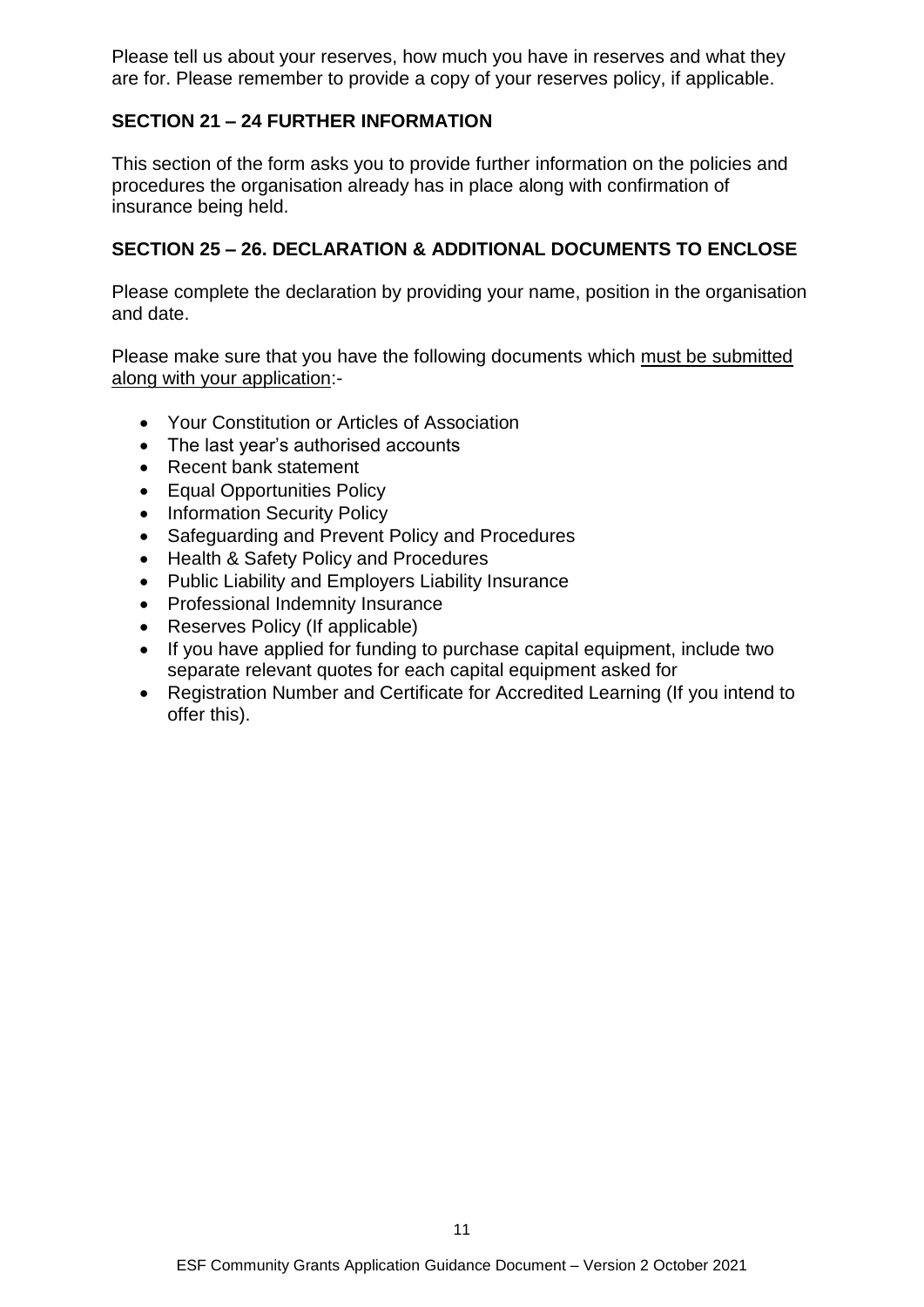Please tell us about your reserves, how much you have in reserves and what they are for. Please remember to provide a copy of your reserves policy, if applicable.

### SECTION 21 – 24 FURTHER INFORMATION

This section of the form asks you to provide further information on the policies and procedures the organisation already has in place along with confirmation of insurance being held.

### SECTION 25 – 26. DECLARATION & ADDITIONAL DOCUMENTS TO ENCLOSE

Please complete the declaration by providing your name, position in the organisation and date.

Please make sure that you have the following documents which <u>must be submitted along with your application</u>:-

- Your Constitution or Articles of Association
- The last year's authorised accounts
- Recent bank statement
- Equal Opportunities Policy
- Information Security Policy
- Safeguarding and Prevent Policy and Procedures
- Health & Safety Policy and Procedures
- Public Liability and Employers Liability Insurance
- Professional Indemnity Insurance
- Reserves Policy (If applicable)
- If you have applied for funding to purchase capital equipment, include two separate relevant quotes for each capital equipment asked for
- Registration Number and Certificate for Accredited Learning (If you intend to offer this).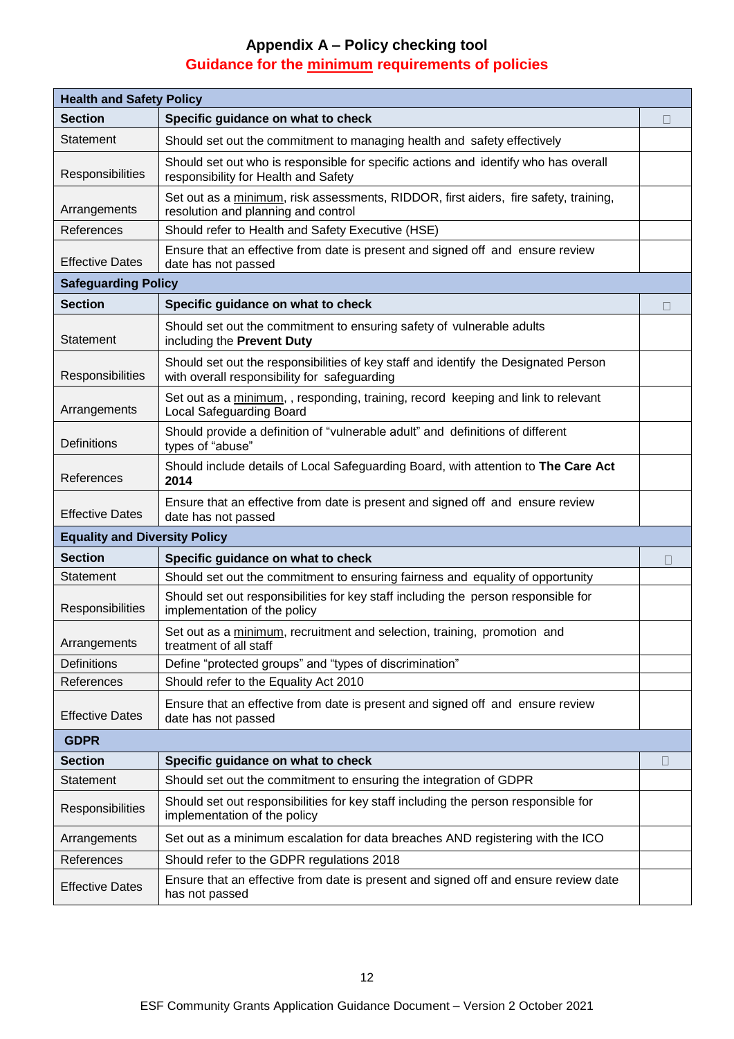## Appendix A – Policy checking tool

**Guidance for the minimum requirements of policies**

| **Health and Safety Policy** | | |
|---|---|---|
| **Section** | **Specific guidance on what to check** | ☐ |
| Statement | Should set out the commitment to managing health and safety effectively | |
| Responsibilities | Should set out who is responsible for specific actions and identify who has overall responsibility for Health and Safety | |
| Arrangements | Set out as a minimum, risk assessments, RIDDOR, first aiders, fire safety, training, resolution and planning and control | |
| References | Should refer to Health and Safety Executive (HSE) | |
| Effective Dates | Ensure that an effective from date is present and signed off and ensure review date has not passed | |
| **Safeguarding Policy** | | |
| **Section** | **Specific guidance on what to check** | ☐ |
| Statement | Should set out the commitment to ensuring safety of vulnerable adults including the **Prevent Duty** | |
| Responsibilities | Should set out the responsibilities of key staff and identify the Designated Person with overall responsibility for safeguarding | |
| Arrangements | Set out as a minimum, , responding, training, record keeping and link to relevant Local Safeguarding Board | |
| Definitions | Should provide a definition of "vulnerable adult" and definitions of different types of "abuse" | |
| References | Should include details of Local Safeguarding Board, with attention to **The Care Act 2014** | |
| Effective Dates | Ensure that an effective from date is present and signed off and ensure review date has not passed | |
| **Equality and Diversity Policy** | | |
| **Section** | **Specific guidance on what to check** | ☐ |
| Statement | Should set out the commitment to ensuring fairness and equality of opportunity | |
| Responsibilities | Should set out responsibilities for key staff including the person responsible for implementation of the policy | |
| Arrangements | Set out as a minimum, recruitment and selection, training, promotion and treatment of all staff | |
| Definitions | Define "protected groups" and "types of discrimination" | |
| References | Should refer to the Equality Act 2010 | |
| Effective Dates | Ensure that an effective from date is present and signed off and ensure review date has not passed | |
| **GDPR** | | |
| **Section** | **Specific guidance on what to check** | ☐ |
| Statement | Should set out the commitment to ensuring the integration of GDPR | |
| Responsibilities | Should set out responsibilities for key staff including the person responsible for implementation of the policy | |
| Arrangements | Set out as a minimum escalation for data breaches AND registering with the ICO | |
| References | Should refer to the GDPR regulations 2018 | |
| Effective Dates | Ensure that an effective from date is present and signed off and ensure review date has not passed | |